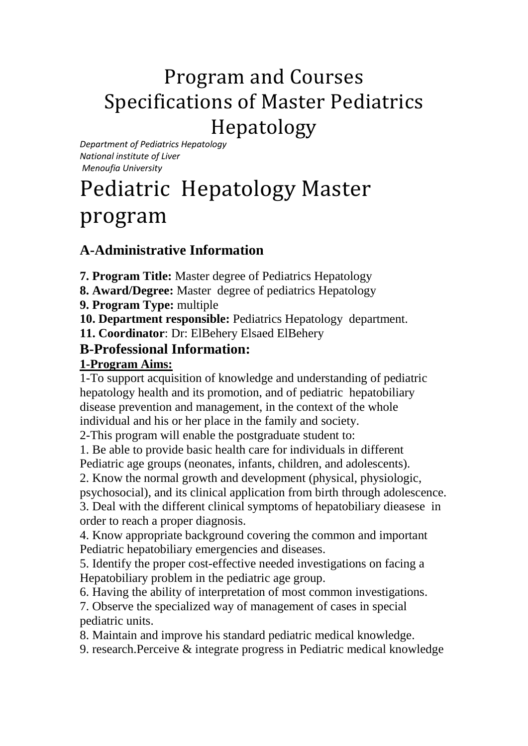# Program and Courses Specifications of Master Pediatrics Hepatology

*Department of Pediatrics Hepatology*
*National institute of Liver*
*Menoufia University*

# Pediatric Hepatology Master program

## A-Administrative Information

**7. Program Title:** Master degree of Pediatrics Hepatology
**8. Award/Degree:** Master degree of pediatrics Hepatology
**9. Program Type:** multiple
**10. Department responsible:** Pediatrics Hepatology department.
**11. Coordinator**: Dr: ElBehery Elsaed ElBehery

## B-Professional Information:

**1-Program Aims:**

1-To support acquisition of knowledge and understanding of pediatric hepatology health and its promotion, and of pediatric hepatobiliary disease prevention and management, in the context of the whole individual and his or her place in the family and society.

2-This program will enable the postgraduate student to:

1. Be able to provide basic health care for individuals in different Pediatric age groups (neonates, infants, children, and adolescents).
2. Know the normal growth and development (physical, physiologic, psychosocial), and its clinical application from birth through adolescence.
3. Deal with the different clinical symptoms of hepatobiliary dieasese in order to reach a proper diagnosis.
4. Know appropriate background covering the common and important Pediatric hepatobiliary emergencies and diseases.
5. Identify the proper cost-effective needed investigations on facing a Hepatobiliary problem in the pediatric age group.
6. Having the ability of interpretation of most common investigations.
7. Observe the specialized way of management of cases in special pediatric units.
8. Maintain and improve his standard pediatric medical knowledge.
9. research.Perceive & integrate progress in Pediatric medical knowledge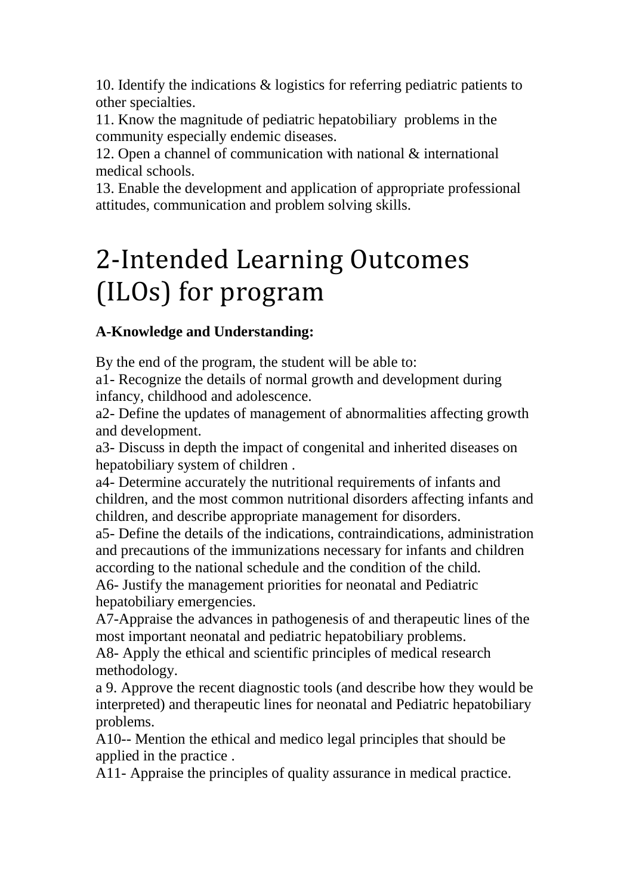10. Identify the indications & logistics for referring pediatric patients to other specialties.
11. Know the magnitude of pediatric hepatobiliary problems in the community especially endemic diseases.
12. Open a channel of communication with national & international medical schools.
13. Enable the development and application of appropriate professional attitudes, communication and problem solving skills.

# 2-Intended Learning Outcomes (ILOs) for program

**A-Knowledge and Understanding:**

By the end of the program, the student will be able to:
a1- Recognize the details of normal growth and development during infancy, childhood and adolescence.
a2- Define the updates of management of abnormalities affecting growth and development.
a3- Discuss in depth the impact of congenital and inherited diseases on hepatobiliary system of children .
a4- Determine accurately the nutritional requirements of infants and children, and the most common nutritional disorders affecting infants and children, and describe appropriate management for disorders.
a5- Define the details of the indications, contraindications, administration and precautions of the immunizations necessary for infants and children according to the national schedule and the condition of the child.
A6- Justify the management priorities for neonatal and Pediatric hepatobiliary emergencies.
A7-Appraise the advances in pathogenesis of and therapeutic lines of the most important neonatal and pediatric hepatobiliary problems.
A8- Apply the ethical and scientific principles of medical research methodology.
a 9. Approve the recent diagnostic tools (and describe how they would be interpreted) and therapeutic lines for neonatal and Pediatric hepatobiliary problems.
A10-- Mention the ethical and medico legal principles that should be applied in the practice .
A11- Appraise the principles of quality assurance in medical practice.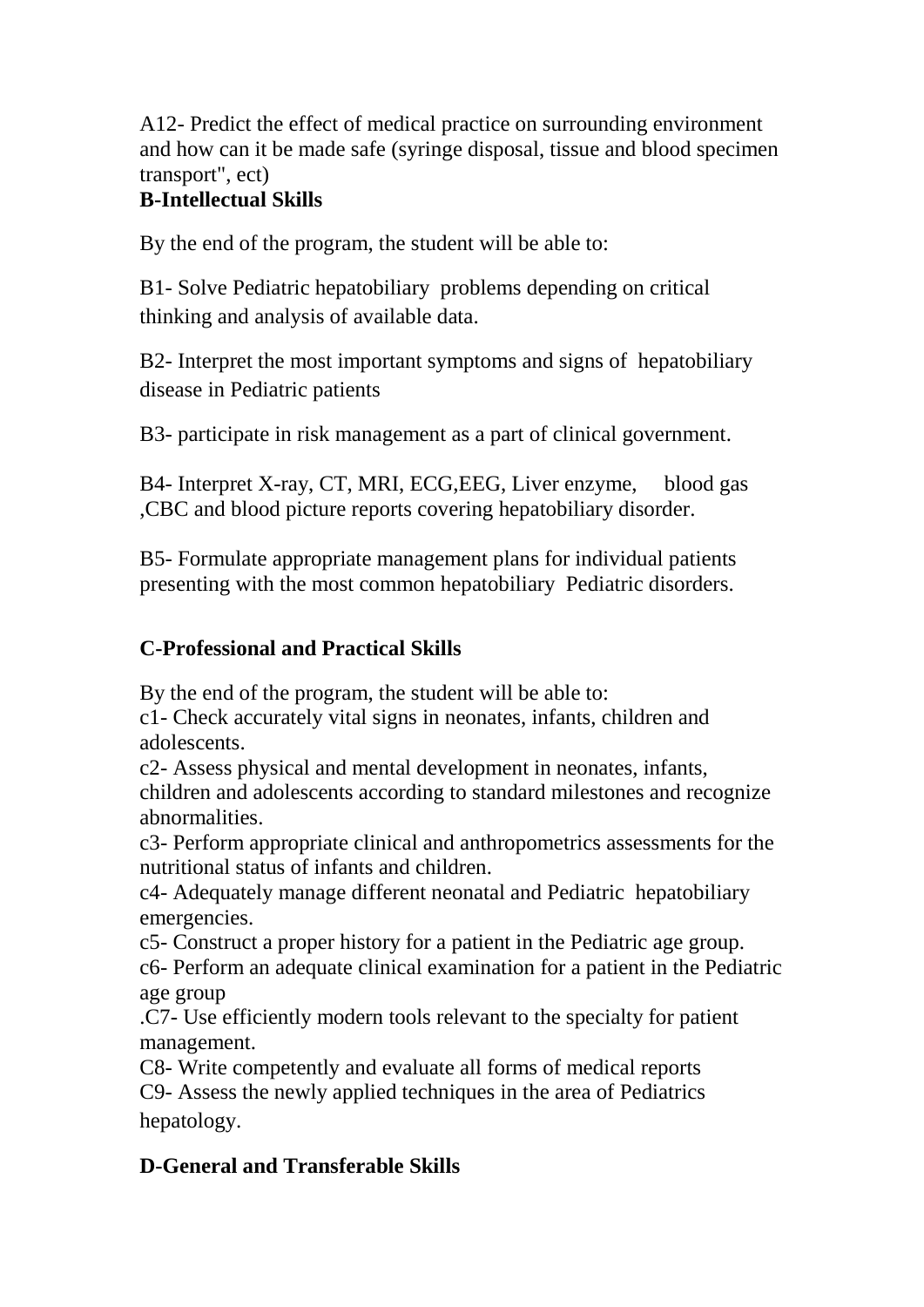A12- Predict the effect of medical practice on surrounding environment and how can it be made safe (syringe disposal, tissue and blood specimen transport", ect)

**B-Intellectual Skills**

By the end of the program, the student will be able to:

B1- Solve Pediatric hepatobiliary problems depending on critical thinking and analysis of available data.

B2- Interpret the most important symptoms and signs of hepatobiliary disease in Pediatric patients

B3- participate in risk management as a part of clinical government.

B4- Interpret X-ray, CT, MRI, ECG,EEG, Liver enzyme, blood gas ,CBC and blood picture reports covering hepatobiliary disorder.

B5- Formulate appropriate management plans for individual patients presenting with the most common hepatobiliary Pediatric disorders.

**C-Professional and Practical Skills**

By the end of the program, the student will be able to:
c1- Check accurately vital signs in neonates, infants, children and adolescents.
c2- Assess physical and mental development in neonates, infants, children and adolescents according to standard milestones and recognize abnormalities.
c3- Perform appropriate clinical and anthropometrics assessments for the nutritional status of infants and children.
c4- Adequately manage different neonatal and Pediatric hepatobiliary emergencies.
c5- Construct a proper history for a patient in the Pediatric age group.
c6- Perform an adequate clinical examination for a patient in the Pediatric age group
.C7- Use efficiently modern tools relevant to the specialty for patient management.
C8- Write competently and evaluate all forms of medical reports
C9- Assess the newly applied techniques in the area of Pediatrics hepatology.

**D-General and Transferable Skills**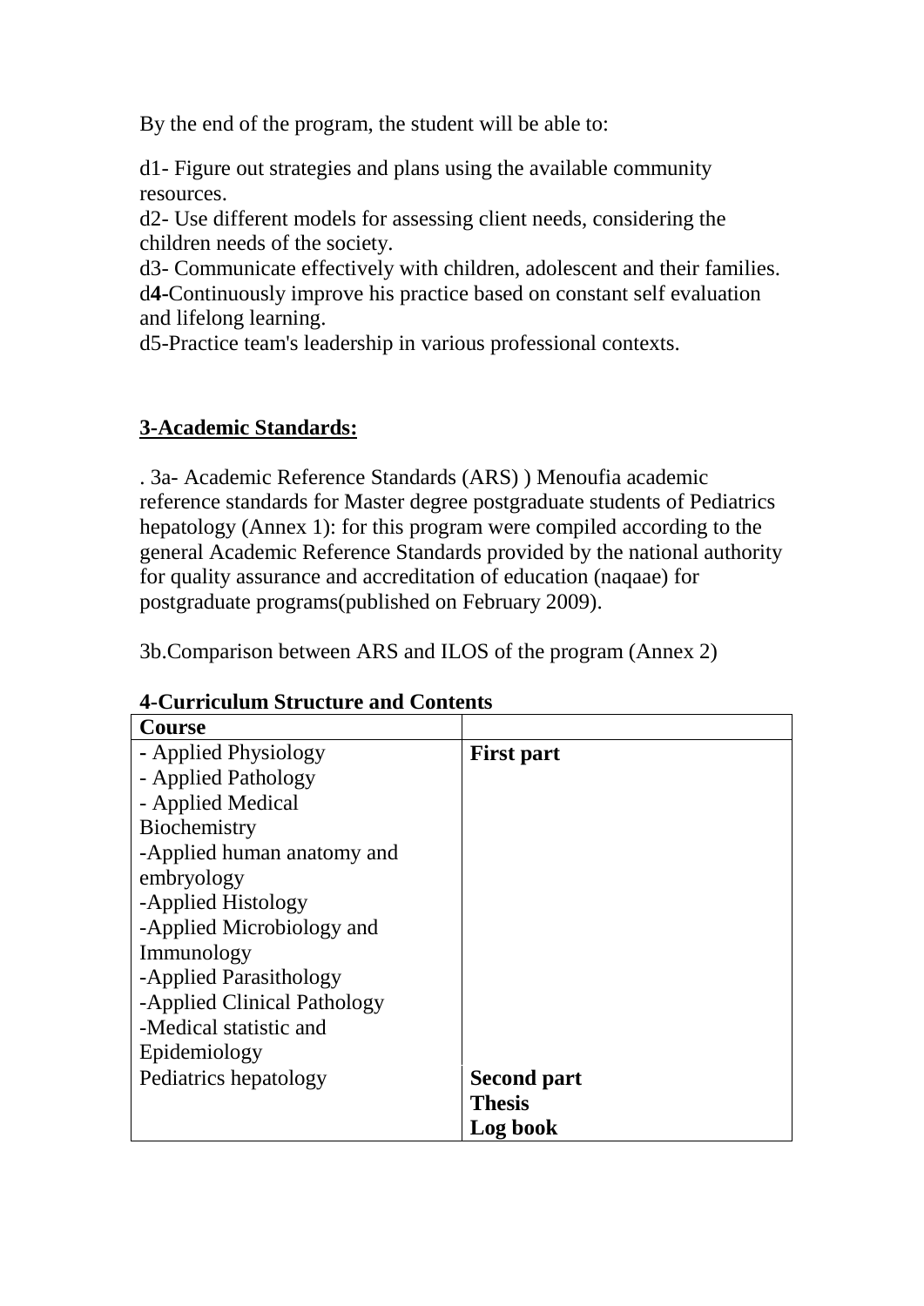By the end of the program, the student will be able to:

d1- Figure out strategies and plans using the available community resources.
d2- Use different models for assessing client needs, considering the children needs of the society.
d3- Communicate effectively with children, adolescent and their families.
d**4-**Continuously improve his practice based on constant self evaluation and lifelong learning.
d5-Practice team's leadership in various professional contexts.

## 3-Academic Standards:

. 3a- Academic Reference Standards (ARS) ) Menoufia academic reference standards for Master degree postgraduate students of Pediatrics hepatology (Annex 1): for this program were compiled according to the general Academic Reference Standards provided by the national authority for quality assurance and accreditation of education (naqaae) for postgraduate programs(published on February 2009).

3b.Comparison between ARS and ILOS of the program (Annex 2)

**4-Curriculum Structure and Contents**

| **Course** | |
|---|---|
| - Applied Physiology<br>- Applied Pathology<br>- Applied Medical Biochemistry<br>-Applied human anatomy and embryology<br>-Applied Histology<br>-Applied Microbiology and Immunology<br>-Applied Parasithology<br>-Applied Clinical Pathology<br>-Medical statistic and Epidemiology | **First part** |
| Pediatrics hepatology | **Second part**<br>**Thesis**<br>**Log book** |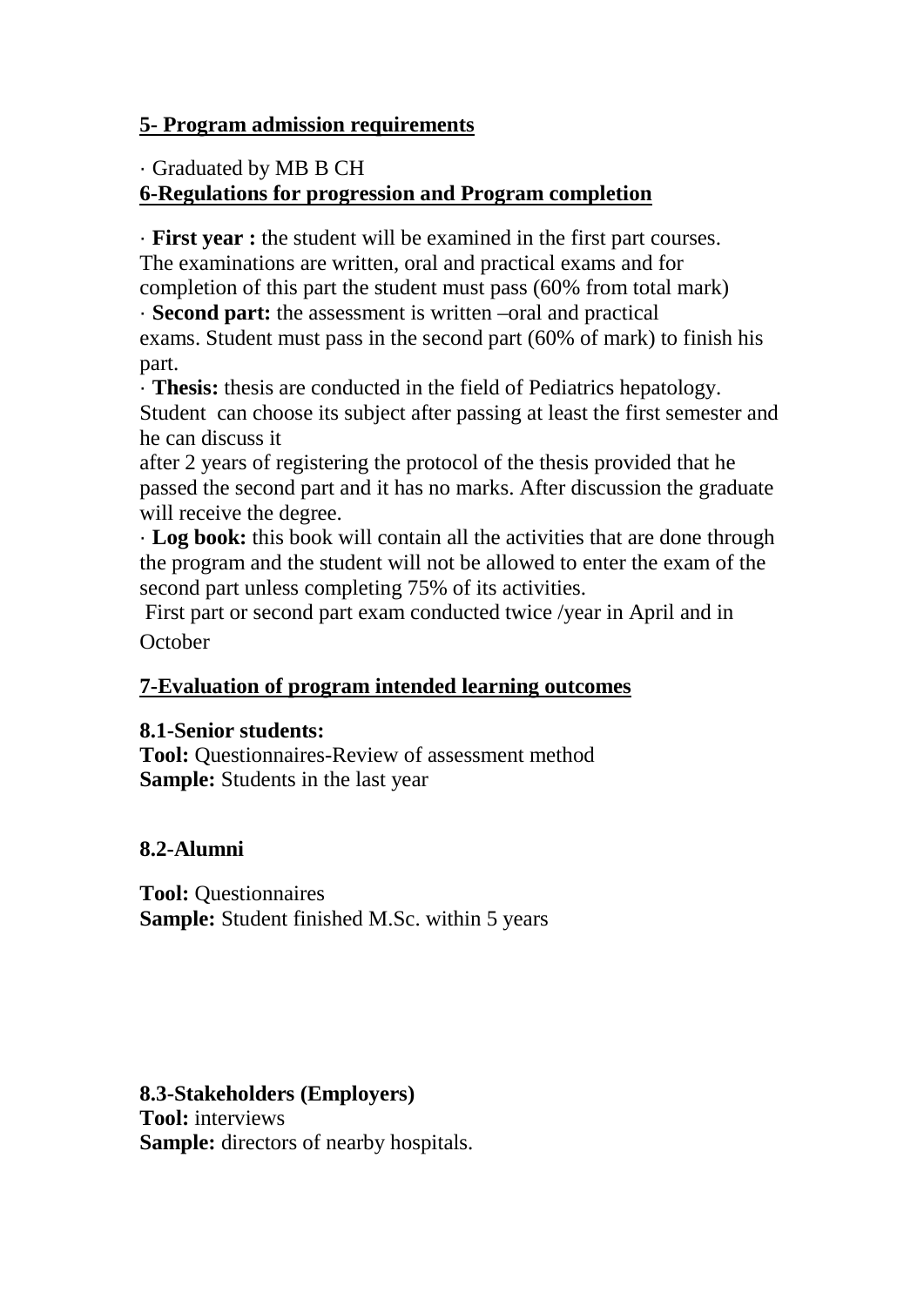**5- Program admission requirements**

· Graduated by MB B CH

**6-Regulations for progression and Program completion**

· **First year :** the student will be examined in the first part courses. The examinations are written, oral and practical exams and for completion of this part the student must pass (60% from total mark)

· **Second part:** the assessment is written –oral and practical exams. Student must pass in the second part (60% of mark) to finish his part.

· **Thesis:** thesis are conducted in the field of Pediatrics hepatology. Student can choose its subject after passing at least the first semester and he can discuss it after 2 years of registering the protocol of the thesis provided that he passed the second part and it has no marks. After discussion the graduate will receive the degree.

· **Log book:** this book will contain all the activities that are done through the program and the student will not be allowed to enter the exam of the second part unless completing 75% of its activities.

First part or second part exam conducted twice /year in April and in October

**7-Evaluation of program intended learning outcomes**

**8.1-Senior students:**
**Tool:** Questionnaires-Review of assessment method
**Sample:** Students in the last year

**8.2-Alumni**

**Tool:** Questionnaires
**Sample:** Student finished M.Sc. within 5 years

**8.3-Stakeholders (Employers)**
**Tool:** interviews
**Sample:** directors of nearby hospitals.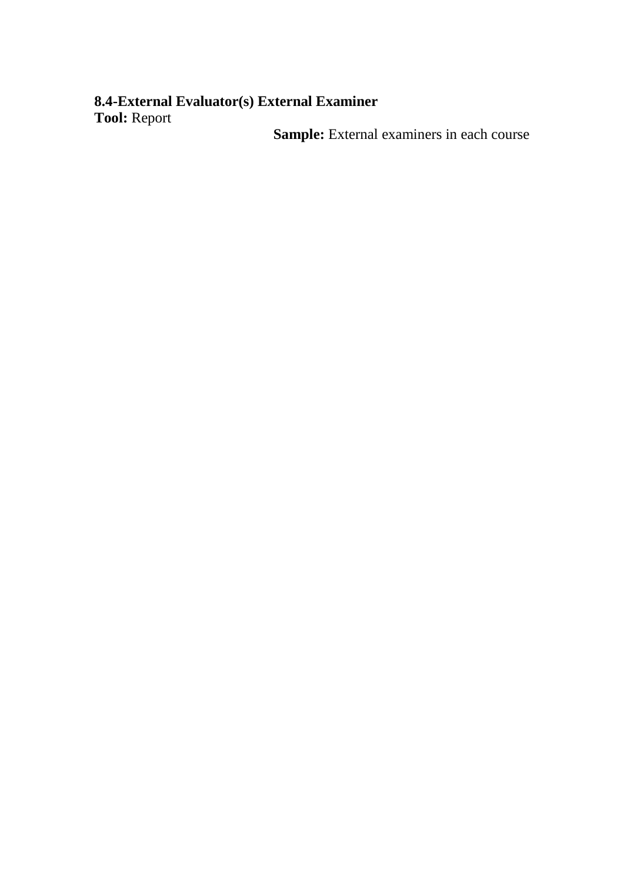**8.4-External Evaluator(s) External Examiner**
**Tool:** Report
**Sample:** External examiners in each course